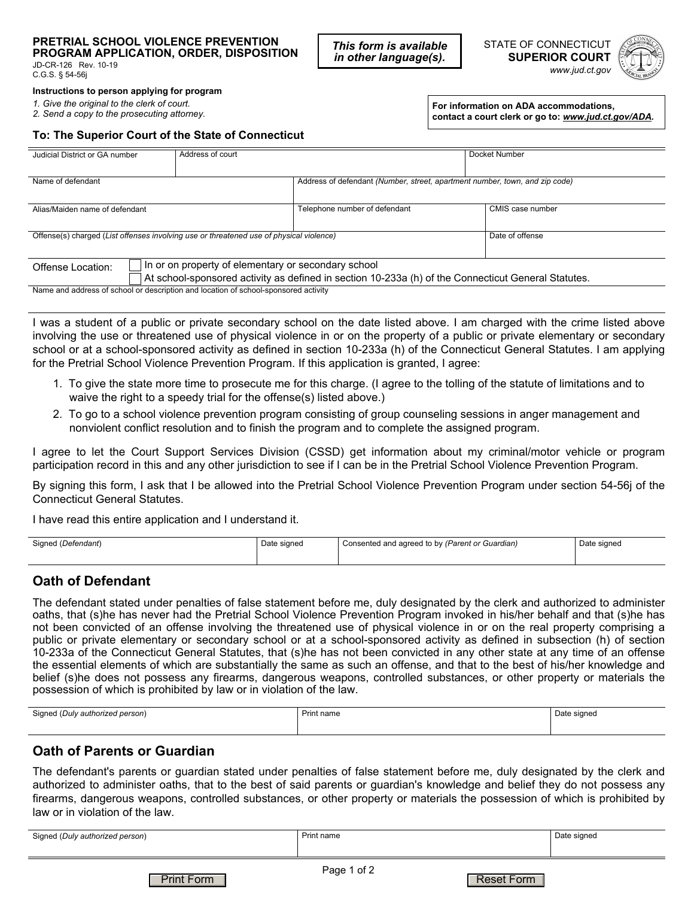**PRETRIAL SCHOOL VIOLENCE PREVENTION PROGRAM APPLICATION, ORDER, DISPOSITION**
JD-CR-126 Rev. 10-19
C.G.S. § 54-56j

***This form is available in other language(s).***

STATE OF CONNECTICUT
**SUPERIOR COURT**
www.jud.ct.gov

**Instructions to person applying for program**

*1. Give the original to the clerk of court.*
*2. Send a copy to the prosecuting attorney.*

**For information on ADA accommodations, contact a court clerk or go to: *www.jud.ct.gov/ADA*.**

**To: The Superior Court of the State of Connecticut**

| Judicial District or GA number | Address of court | Docket Number |
|---|---|---|
| | | |

| Name of defendant | Address of defendant *(Number, street, apartment number, town, and zip code)* |
|---|---|
| | |

| Alias/Maiden name of defendant | Telephone number of defendant | CMIS case number |
|---|---|---|
| | | |

| Offense(s) charged (*List offenses involving use or threatened use of physical violence*) | Date of offense |
|---|---|
| | |

Offense Location:
- ☐ In or on property of elementary or secondary school
- ☐ At school-sponsored activity as defined in section 10-233a (h) of the Connecticut General Statutes.

Name and address of school or description and location of school-sponsored activity

I was a student of a public or private secondary school on the date listed above. I am charged with the crime listed above involving the use or threatened use of physical violence in or on the property of a public or private elementary or secondary school or at a school-sponsored activity as defined in section 10-233a (h) of the Connecticut General Statutes. I am applying for the Pretrial School Violence Prevention Program. If this application is granted, I agree:

1. To give the state more time to prosecute me for this charge. (I agree to the tolling of the statute of limitations and to waive the right to a speedy trial for the offense(s) listed above.)
2. To go to a school violence prevention program consisting of group counseling sessions in anger management and nonviolent conflict resolution and to finish the program and to complete the assigned program.

I agree to let the Court Support Services Division (CSSD) get information about my criminal/motor vehicle or program participation record in this and any other jurisdiction to see if I can be in the Pretrial School Violence Prevention Program.

By signing this form, I ask that I be allowed into the Pretrial School Violence Prevention Program under section 54-56j of the Connecticut General Statutes.

I have read this entire application and I understand it.

| Signed (*Defendant*) | Date signed | Consented and agreed to by *(Parent or Guardian)* | Date signed |
|---|---|---|---|
| | | | |

## Oath of Defendant

The defendant stated under penalties of false statement before me, duly designated by the clerk and authorized to administer oaths, that (s)he has never had the Pretrial School Violence Prevention Program invoked in his/her behalf and that (s)he has not been convicted of an offense involving the threatened use of physical violence in or on the real property comprising a public or private elementary or secondary school or at a school-sponsored activity as defined in subsection (h) of section 10-233a of the Connecticut General Statutes, that (s)he has not been convicted in any other state at any time of an offense the essential elements of which are substantially the same as such an offense, and that to the best of his/her knowledge and belief (s)he does not possess any firearms, dangerous weapons, controlled substances, or other property or materials the possession of which is prohibited by law or in violation of the law.

| Signed (*Duly authorized person*) | Print name | Date signed |
|---|---|---|
| | | |

## Oath of Parents or Guardian

The defendant's parents or guardian stated under penalties of false statement before me, duly designated by the clerk and authorized to administer oaths, that to the best of said parents or guardian's knowledge and belief they do not possess any firearms, dangerous weapons, controlled substances, or other property or materials the possession of which is prohibited by law or in violation of the law.

| Signed (*Duly authorized person*) | Print name | Date signed |
|---|---|---|
| | | |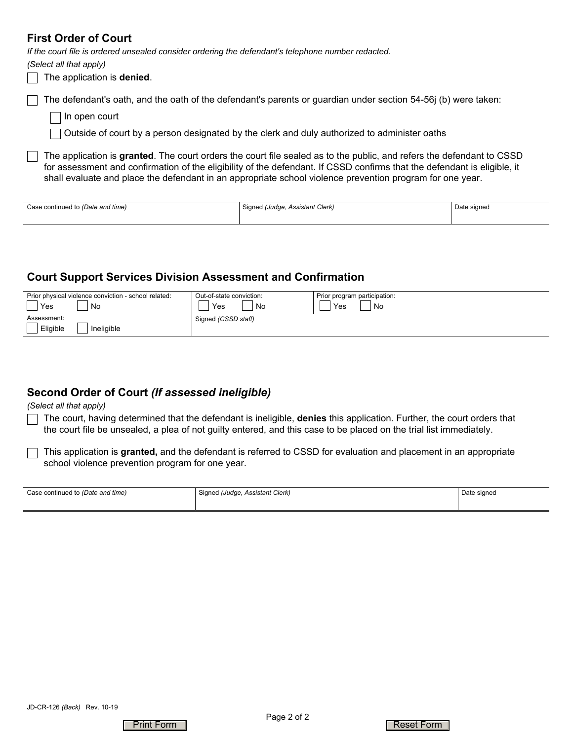## First Order of Court

*If the court file is ordered unsealed consider ordering the defendant's telephone number redacted.*

*(Select all that apply)*

☐ The application is **denied**.

☐ The defendant's oath, and the oath of the defendant's parents or guardian under section 54-56j (b) were taken:

- ☐ In open court
- ☐ Outside of court by a person designated by the clerk and duly authorized to administer oaths

☐ The application is **granted**. The court orders the court file sealed as to the public, and refers the defendant to CSSD for assessment and confirmation of the eligibility of the defendant. If CSSD confirms that the defendant is eligible, it shall evaluate and place the defendant in an appropriate school violence prevention program for one year.

| Case continued to *(Date and time)* | Signed *(Judge, Assistant Clerk)* | Date signed |
|---|---|---|
| | | |

## Court Support Services Division Assessment and Confirmation

| Prior physical violence conviction - school related: | Out-of-state conviction: | Prior program participation: |
|---|---|---|
| ☐ Yes ☐ No | ☐ Yes ☐ No | ☐ Yes ☐ No |
| Assessment: ☐ Eligible ☐ Ineligible | Signed *(CSSD staff)* | |

## Second Order of Court *(If assessed ineligible)*

*(Select all that apply)*

☐ The court, having determined that the defendant is ineligible, **denies** this application. Further, the court orders that the court file be unsealed, a plea of not guilty entered, and this case to be placed on the trial list immediately.

☐ This application is **granted,** and the defendant is referred to CSSD for evaluation and placement in an appropriate school violence prevention program for one year.

| Case continued to *(Date and time)* | Signed *(Judge, Assistant Clerk)* | Date signed |
|---|---|---|
| | | |

JD-CR-126 *(Back)* Rev. 10-19

Print Form    Reset Form